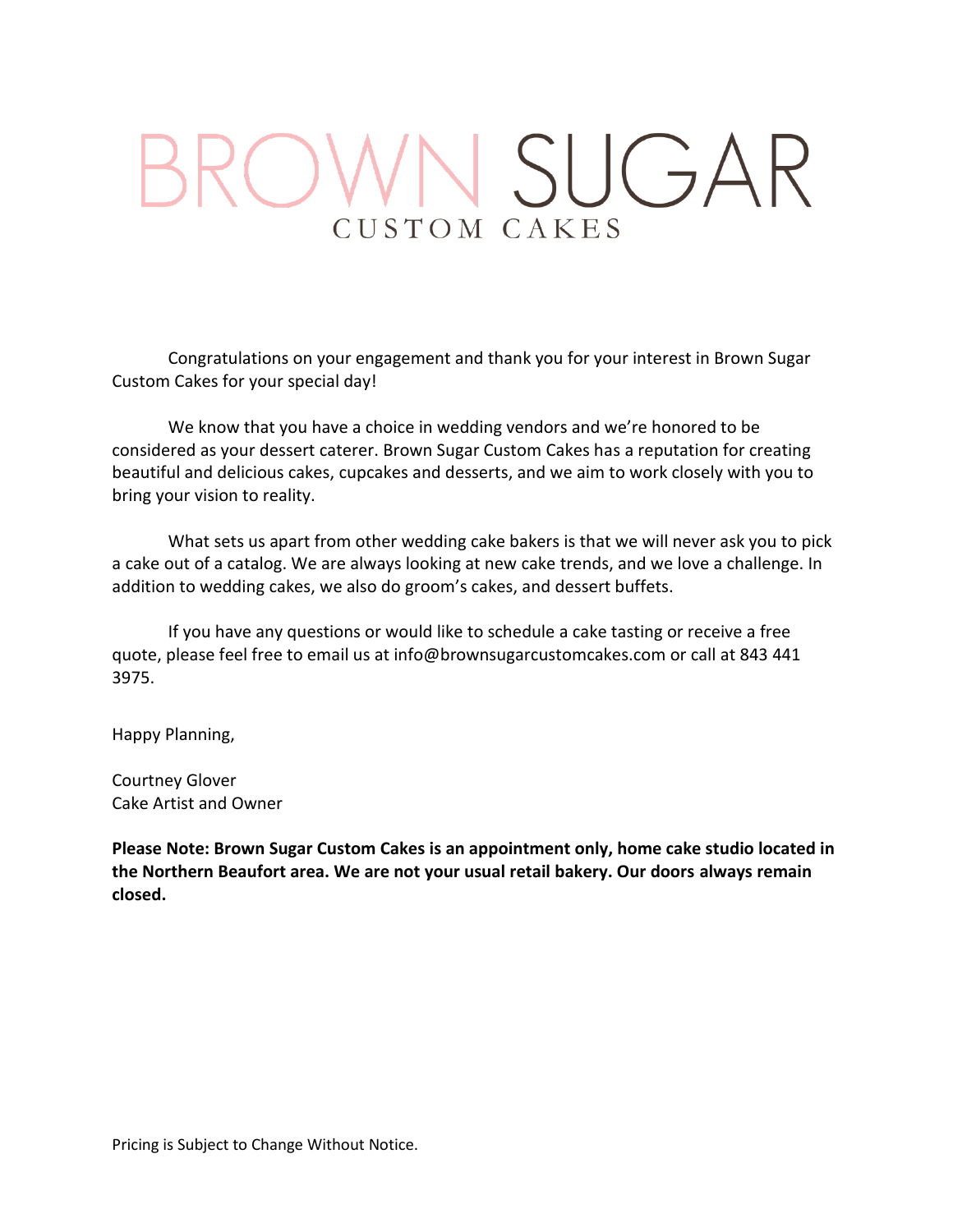# BROWN SUGAR

CUSTOM CAKES

Congratulations on your engagement and thank you for your interest in Brown Sugar Custom Cakes for your special day!

We know that you have a choice in wedding vendors and we're honored to be considered as your dessert caterer. Brown Sugar Custom Cakes has a reputation for creating beautiful and delicious cakes, cupcakes and desserts, and we aim to work closely with you to bring your vision to reality.

What sets us apart from other wedding cake bakers is that we will never ask you to pick a cake out of a catalog. We are always looking at new cake trends, and we love a challenge. In addition to wedding cakes, we also do groom's cakes, and dessert buffets.

If you have any questions or would like to schedule a cake tasting or receive a free quote, please feel free to email us at info@brownsugarcustomcakes.com or call at 843 441 3975.

Happy Planning,

Courtney Glover
Cake Artist and Owner

**Please Note: Brown Sugar Custom Cakes is an appointment only, home cake studio located in the Northern Beaufort area. We are not your usual retail bakery. Our doors always remain closed.**

Pricing is Subject to Change Without Notice.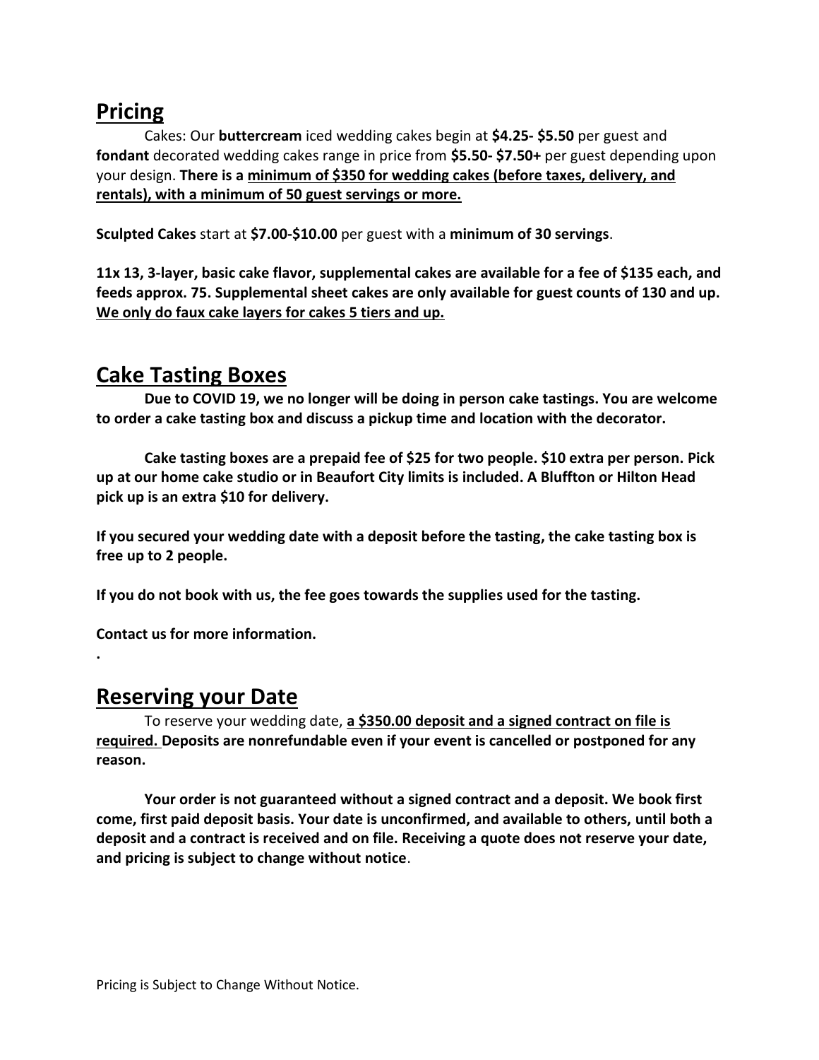## Pricing

Cakes: Our **buttercream** iced wedding cakes begin at **$4.25- $5.50** per guest and **fondant** decorated wedding cakes range in price from **$5.50- $7.50+** per guest depending upon your design. **There is a minimum of $350 for wedding cakes (before taxes, delivery, and rentals), with a minimum of 50 guest servings or more.**

**Sculpted Cakes** start at **$7.00-$10.00** per guest with a **minimum of 30 servings**.

**11x 13, 3-layer, basic cake flavor, supplemental cakes are available for a fee of $135 each, and feeds approx. 75. Supplemental sheet cakes are only available for guest counts of 130 and up. We only do faux cake layers for cakes 5 tiers and up.**

## Cake Tasting Boxes

**Due to COVID 19, we no longer will be doing in person cake tastings. You are welcome to order a cake tasting box and discuss a pickup time and location with the decorator.**

**Cake tasting boxes are a prepaid fee of $25 for two people. $10 extra per person. Pick up at our home cake studio or in Beaufort City limits is included. A Bluffton or Hilton Head pick up is an extra $10 for delivery.**

**If you secured your wedding date with a deposit before the tasting, the cake tasting box is free up to 2 people.**

**If you do not book with us, the fee goes towards the supplies used for the tasting.**

**Contact us for more information.**

.

## Reserving your Date

To reserve your wedding date, **a $350.00 deposit and a signed contract on file is required. Deposits are nonrefundable even if your event is cancelled or postponed for any reason.**

**Your order is not guaranteed without a signed contract and a deposit. We book first come, first paid deposit basis. Your date is unconfirmed, and available to others, until both a deposit and a contract is received and on file. Receiving a quote does not reserve your date, and pricing is subject to change without notice**.

Pricing is Subject to Change Without Notice.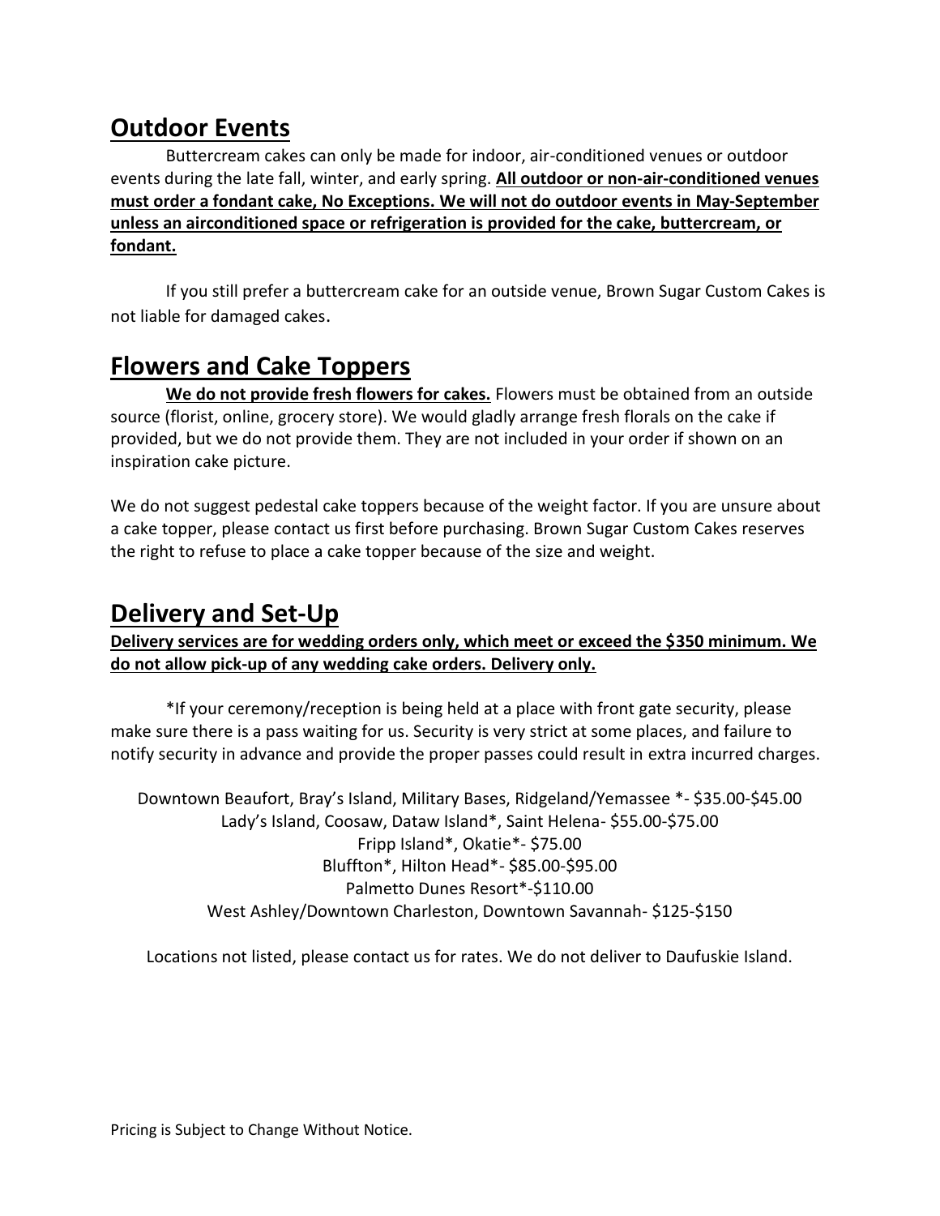## Outdoor Events

Buttercream cakes can only be made for indoor, air-conditioned venues or outdoor events during the late fall, winter, and early spring. **All outdoor or non-air-conditioned venues must order a fondant cake, No Exceptions. We will not do outdoor events in May-September unless an airconditioned space or refrigeration is provided for the cake, buttercream, or fondant.**

If you still prefer a buttercream cake for an outside venue, Brown Sugar Custom Cakes is not liable for damaged cakes.

## Flowers and Cake Toppers

**We do not provide fresh flowers for cakes.** Flowers must be obtained from an outside source (florist, online, grocery store). We would gladly arrange fresh florals on the cake if provided, but we do not provide them. They are not included in your order if shown on an inspiration cake picture.

We do not suggest pedestal cake toppers because of the weight factor. If you are unsure about a cake topper, please contact us first before purchasing. Brown Sugar Custom Cakes reserves the right to refuse to place a cake topper because of the size and weight.

## Delivery and Set-Up

**Delivery services are for wedding orders only, which meet or exceed the $350 minimum. We do not allow pick-up of any wedding cake orders. Delivery only.**

*If your ceremony/reception is being held at a place with front gate security, please make sure there is a pass waiting for us. Security is very strict at some places, and failure to notify security in advance and provide the proper passes could result in extra incurred charges.

Downtown Beaufort, Bray's Island, Military Bases, Ridgeland/Yemassee *- $35.00-$45.00
Lady's Island, Coosaw, Dataw Island*, Saint Helena- $55.00-$75.00
Fripp Island*, Okatie*- $75.00
Bluffton*, Hilton Head*- $85.00-$95.00
Palmetto Dunes Resort*-$110.00
West Ashley/Downtown Charleston, Downtown Savannah- $125-$150

Locations not listed, please contact us for rates. We do not deliver to Daufuskie Island.

Pricing is Subject to Change Without Notice.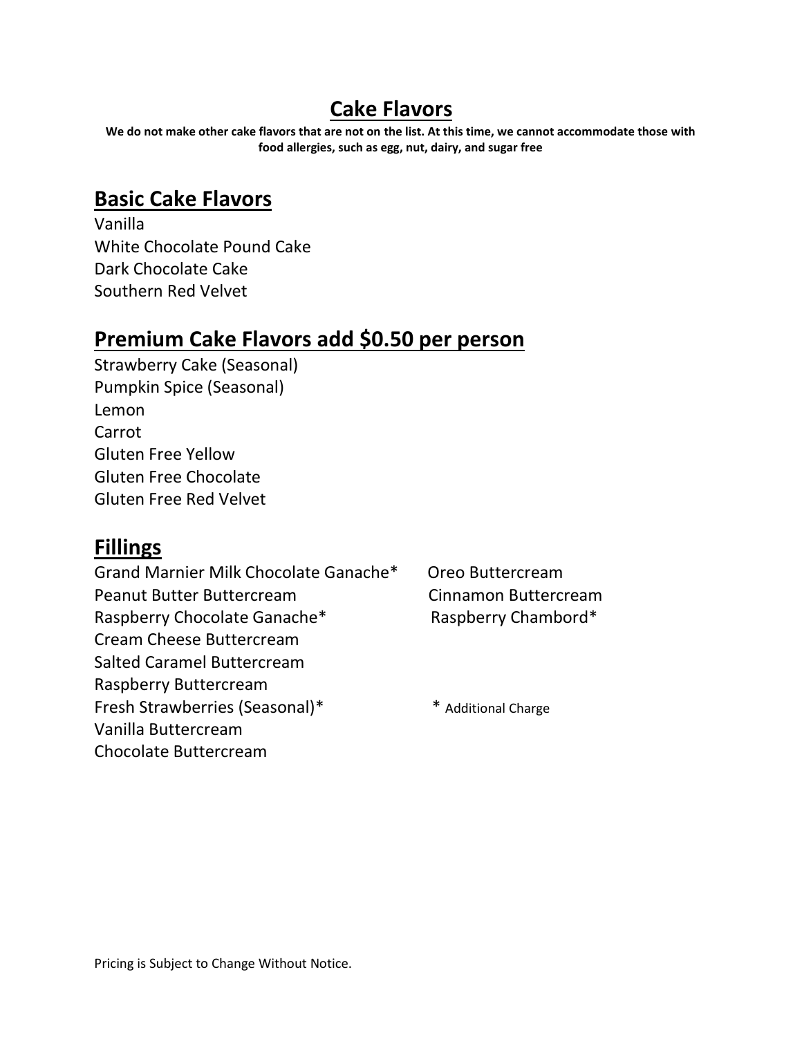# Cake Flavors

**We do not make other cake flavors that are not on the list. At this time, we cannot accommodate those with food allergies, such as egg, nut, dairy, and sugar free**

## Basic Cake Flavors

Vanilla
White Chocolate Pound Cake
Dark Chocolate Cake
Southern Red Velvet

## Premium Cake Flavors add $0.50 per person

Strawberry Cake (Seasonal)
Pumpkin Spice (Seasonal)
Lemon
Carrot
Gluten Free Yellow
Gluten Free Chocolate
Gluten Free Red Velvet

## Fillings

Grand Marnier Milk Chocolate Ganache*
Peanut Butter Buttercream
Raspberry Chocolate Ganache*
Cream Cheese Buttercream
Salted Caramel Buttercream
Raspberry Buttercream
Fresh Strawberries (Seasonal)*
Vanilla Buttercream
Chocolate Buttercream
Oreo Buttercream
Cinnamon Buttercream
Raspberry Chambord*

* Additional Charge

Pricing is Subject to Change Without Notice.